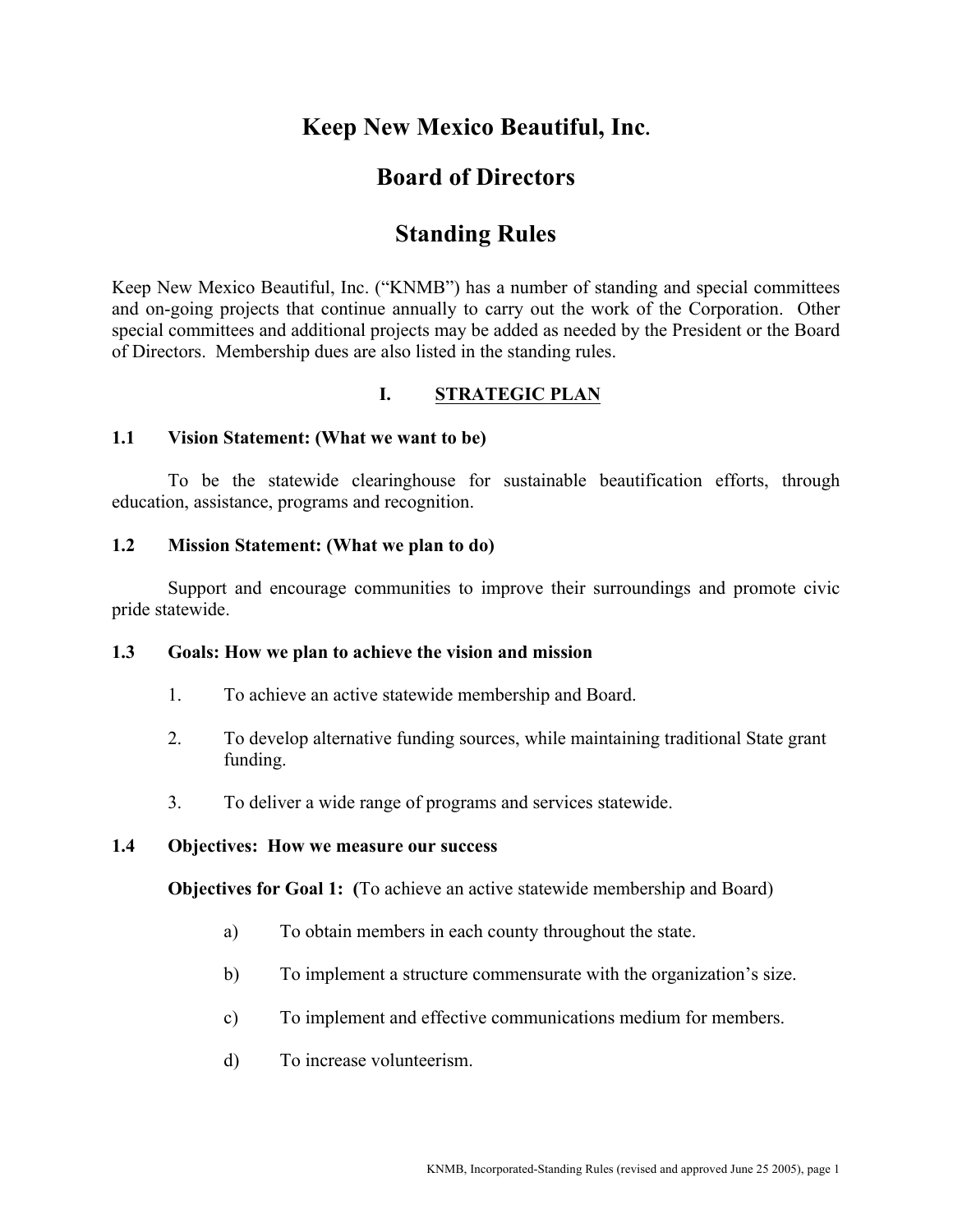# Keep New Mexico Beautiful, Inc.

# Board of Directors

# Standing Rules

Keep New Mexico Beautiful, Inc. ("KNMB") has a number of standing and special committees and on-going projects that continue annually to carry out the work of the Corporation. Other special committees and additional projects may be added as needed by the President or the Board of Directors. Membership dues are also listed in the standing rules.

## I. STRATEGIC PLAN

### 1.1 Vision Statement: (What we want to be)

To be the statewide clearinghouse for sustainable beautification efforts, through education, assistance, programs and recognition.

### 1.2 Mission Statement: (What we plan to do)

Support and encourage communities to improve their surroundings and promote civic pride statewide.

### 1.3 Goals: How we plan to achieve the vision and mission

1. To achieve an active statewide membership and Board.
2. To develop alternative funding sources, while maintaining traditional State grant funding.
3. To deliver a wide range of programs and services statewide.

### 1.4 Objectives: How we measure our success

**Objectives for Goal 1: (**To achieve an active statewide membership and Board)

a) To obtain members in each county throughout the state.

b) To implement a structure commensurate with the organization's size.

c) To implement and effective communications medium for members.

d) To increase volunteerism.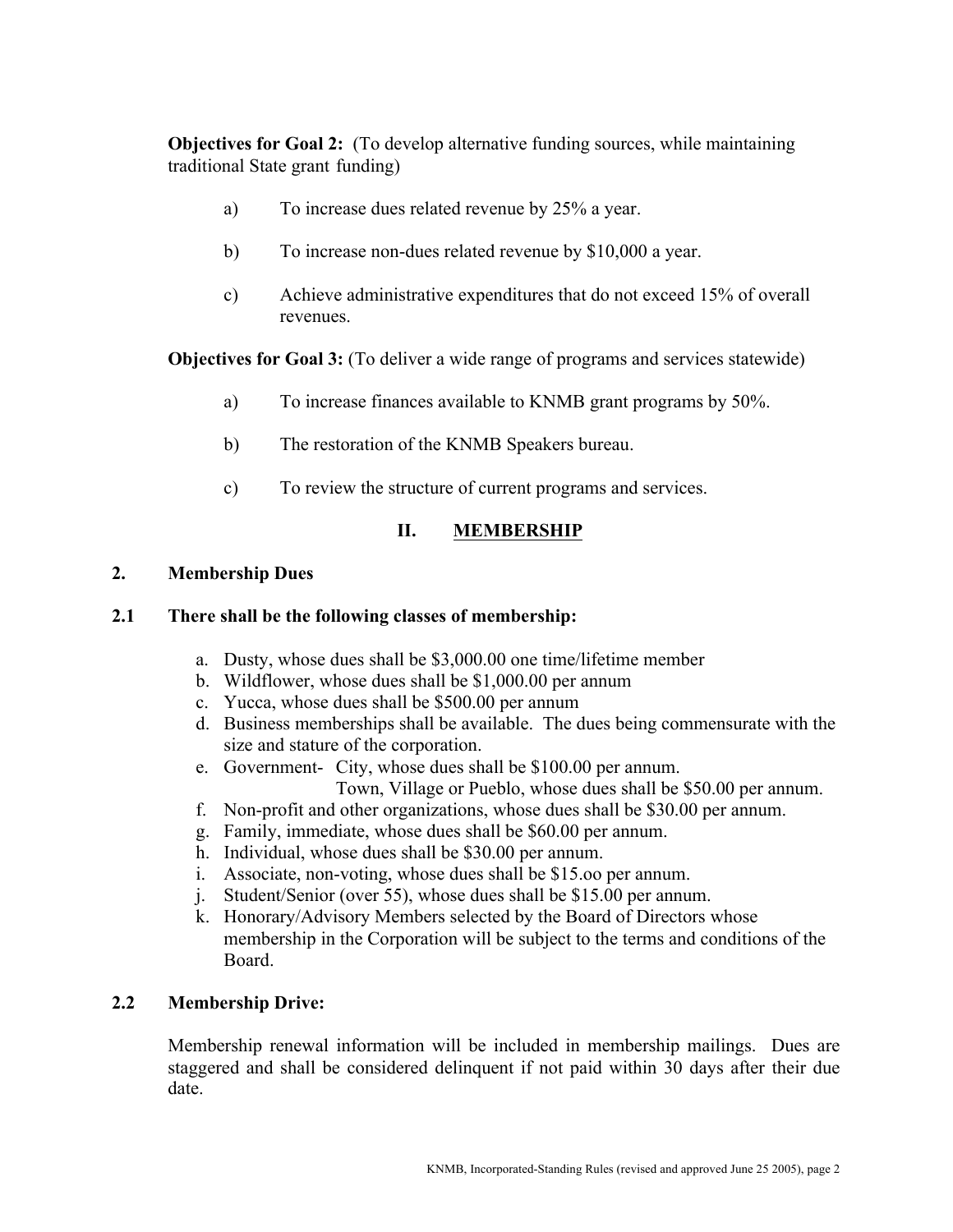**Objectives for Goal 2:** (To develop alternative funding sources, while maintaining traditional State grant funding)

a) To increase dues related revenue by 25% a year.

b) To increase non-dues related revenue by $10,000 a year.

c) Achieve administrative expenditures that do not exceed 15% of overall revenues.

**Objectives for Goal 3:** (To deliver a wide range of programs and services statewide)

a) To increase finances available to KNMB grant programs by 50%.

b) The restoration of the KNMB Speakers bureau.

c) To review the structure of current programs and services.

## II. MEMBERSHIP

### 2. Membership Dues

### 2.1 There shall be the following classes of membership:

a. Dusty, whose dues shall be $3,000.00 one time/lifetime member
b. Wildflower, whose dues shall be $1,000.00 per annum
c. Yucca, whose dues shall be $500.00 per annum
d. Business memberships shall be available. The dues being commensurate with the size and stature of the corporation.
e. Government- City, whose dues shall be $100.00 per annum.
   Town, Village or Pueblo, whose dues shall be $50.00 per annum.
f. Non-profit and other organizations, whose dues shall be $30.00 per annum.
g. Family, immediate, whose dues shall be $60.00 per annum.
h. Individual, whose dues shall be $30.00 per annum.
i. Associate, non-voting, whose dues shall be $15.oo per annum.
j. Student/Senior (over 55), whose dues shall be $15.00 per annum.
k. Honorary/Advisory Members selected by the Board of Directors whose membership in the Corporation will be subject to the terms and conditions of the Board.

### 2.2 Membership Drive:

Membership renewal information will be included in membership mailings. Dues are staggered and shall be considered delinquent if not paid within 30 days after their due date.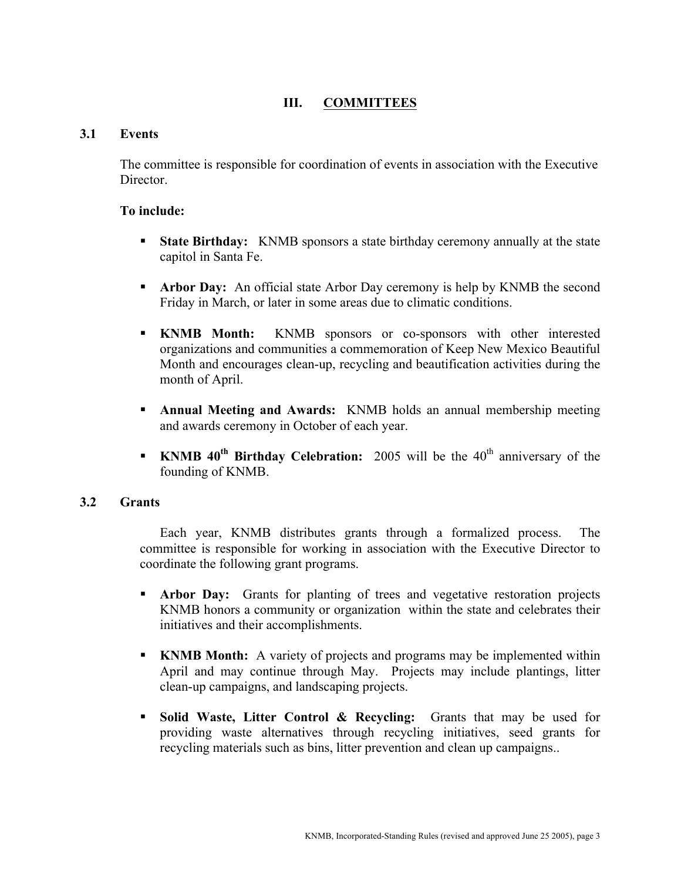# III. COMMITTEES

## 3.1 Events

The committee is responsible for coordination of events in association with the Executive Director.

**To include:**

- **State Birthday:** KNMB sponsors a state birthday ceremony annually at the state capitol in Santa Fe.
- **Arbor Day:** An official state Arbor Day ceremony is help by KNMB the second Friday in March, or later in some areas due to climatic conditions.
- **KNMB Month:** KNMB sponsors or co-sponsors with other interested organizations and communities a commemoration of Keep New Mexico Beautiful Month and encourages clean-up, recycling and beautification activities during the month of April.
- **Annual Meeting and Awards:** KNMB holds an annual membership meeting and awards ceremony in October of each year.
- **KNMB 40th Birthday Celebration:** 2005 will be the 40th anniversary of the founding of KNMB.

## 3.2 Grants

Each year, KNMB distributes grants through a formalized process. The committee is responsible for working in association with the Executive Director to coordinate the following grant programs.

- **Arbor Day:** Grants for planting of trees and vegetative restoration projects KNMB honors a community or organization within the state and celebrates their initiatives and their accomplishments.
- **KNMB Month:** A variety of projects and programs may be implemented within April and may continue through May. Projects may include plantings, litter clean-up campaigns, and landscaping projects.
- **Solid Waste, Litter Control & Recycling:** Grants that may be used for providing waste alternatives through recycling initiatives, seed grants for recycling materials such as bins, litter prevention and clean up campaigns..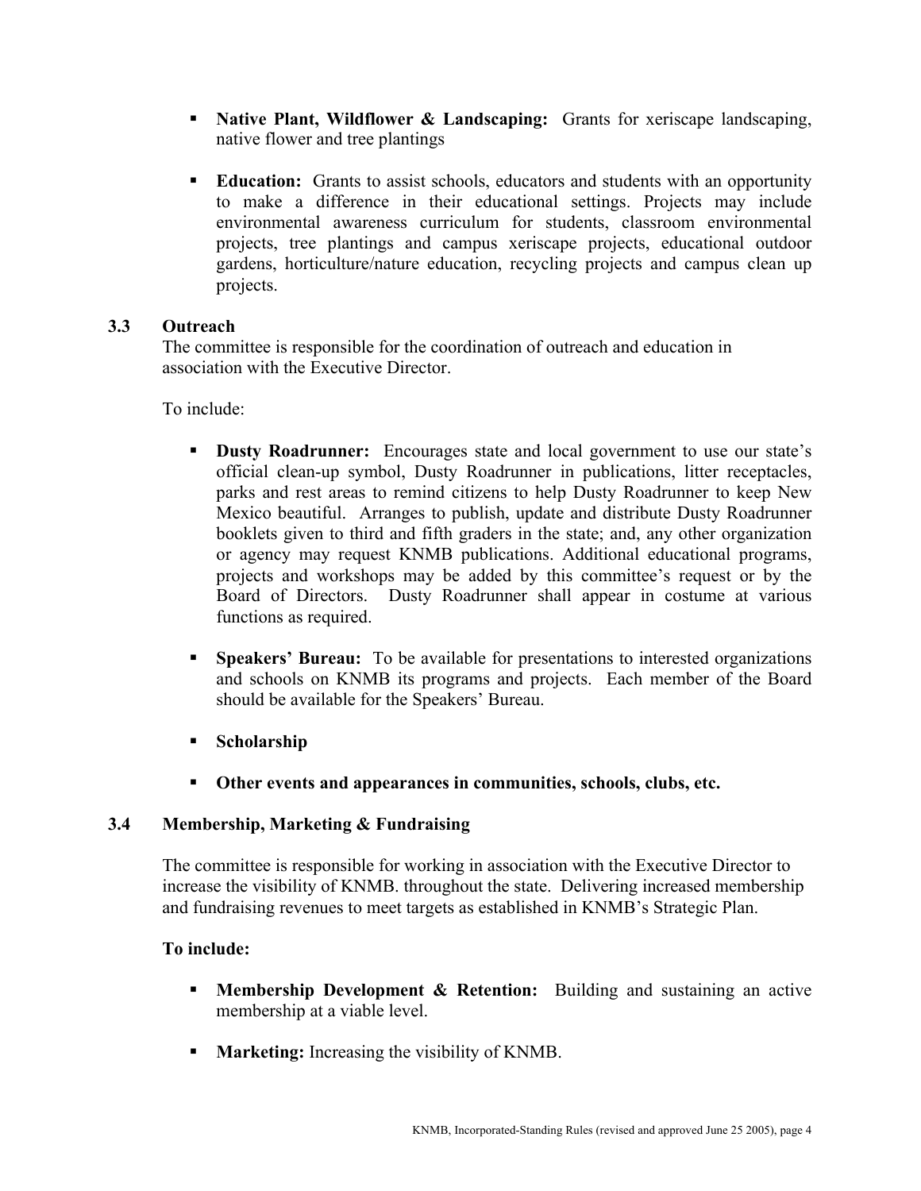- **Native Plant, Wildflower & Landscaping:** Grants for xeriscape landscaping, native flower and tree plantings

- **Education:** Grants to assist schools, educators and students with an opportunity to make a difference in their educational settings. Projects may include environmental awareness curriculum for students, classroom environmental projects, tree plantings and campus xeriscape projects, educational outdoor gardens, horticulture/nature education, recycling projects and campus clean up projects.

### 3.3 Outreach

The committee is responsible for the coordination of outreach and education in association with the Executive Director.

To include:

- **Dusty Roadrunner:** Encourages state and local government to use our state's official clean-up symbol, Dusty Roadrunner in publications, litter receptacles, parks and rest areas to remind citizens to help Dusty Roadrunner to keep New Mexico beautiful. Arranges to publish, update and distribute Dusty Roadrunner booklets given to third and fifth graders in the state; and, any other organization or agency may request KNMB publications. Additional educational programs, projects and workshops may be added by this committee's request or by the Board of Directors. Dusty Roadrunner shall appear in costume at various functions as required.

- **Speakers' Bureau:** To be available for presentations to interested organizations and schools on KNMB its programs and projects. Each member of the Board should be available for the Speakers' Bureau.

- **Scholarship**

- **Other events and appearances in communities, schools, clubs, etc.**

### 3.4 Membership, Marketing & Fundraising

The committee is responsible for working in association with the Executive Director to increase the visibility of KNMB. throughout the state. Delivering increased membership and fundraising revenues to meet targets as established in KNMB's Strategic Plan.

**To include:**

- **Membership Development & Retention:** Building and sustaining an active membership at a viable level.

- **Marketing:** Increasing the visibility of KNMB.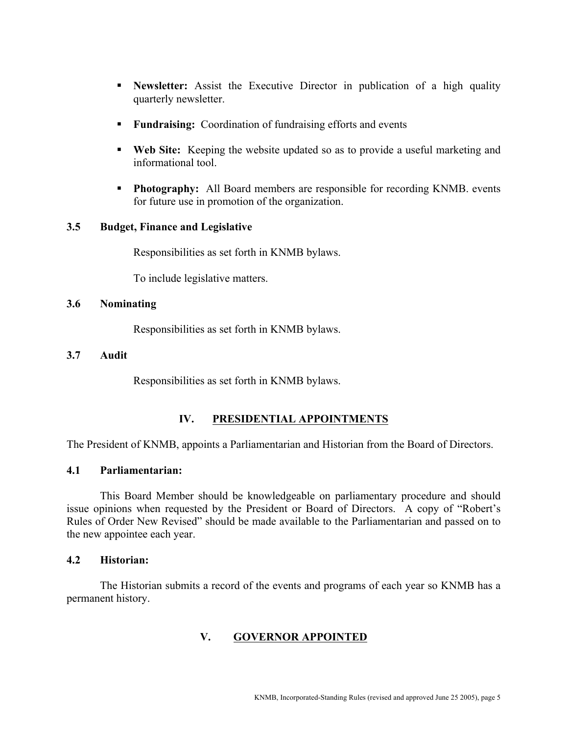- **Newsletter:** Assist the Executive Director in publication of a high quality quarterly newsletter.
- **Fundraising:** Coordination of fundraising efforts and events
- **Web Site:** Keeping the website updated so as to provide a useful marketing and informational tool.
- **Photography:** All Board members are responsible for recording KNMB. events for future use in promotion of the organization.

### 3.5 Budget, Finance and Legislative

Responsibilities as set forth in KNMB bylaws.

To include legislative matters.

### 3.6 Nominating

Responsibilities as set forth in KNMB bylaws.

### 3.7 Audit

Responsibilities as set forth in KNMB bylaws.

## IV. PRESIDENTIAL APPOINTMENTS

The President of KNMB, appoints a Parliamentarian and Historian from the Board of Directors.

### 4.1 Parliamentarian:

This Board Member should be knowledgeable on parliamentary procedure and should issue opinions when requested by the President or Board of Directors. A copy of "Robert's Rules of Order New Revised" should be made available to the Parliamentarian and passed on to the new appointee each year.

### 4.2 Historian:

The Historian submits a record of the events and programs of each year so KNMB has a permanent history.

## V. GOVERNOR APPOINTED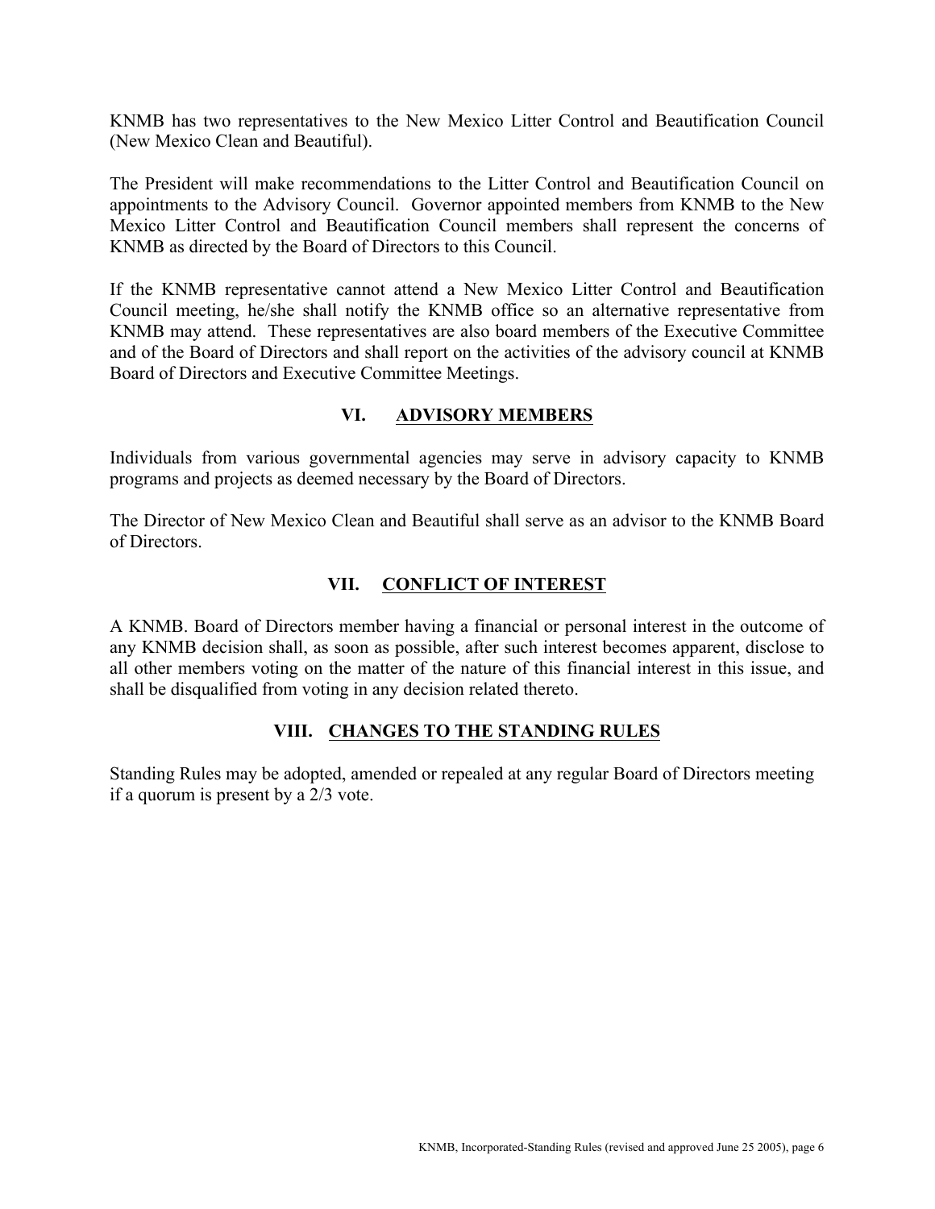KNMB has two representatives to the New Mexico Litter Control and Beautification Council (New Mexico Clean and Beautiful).

The President will make recommendations to the Litter Control and Beautification Council on appointments to the Advisory Council. Governor appointed members from KNMB to the New Mexico Litter Control and Beautification Council members shall represent the concerns of KNMB as directed by the Board of Directors to this Council.

If the KNMB representative cannot attend a New Mexico Litter Control and Beautification Council meeting, he/she shall notify the KNMB office so an alternative representative from KNMB may attend. These representatives are also board members of the Executive Committee and of the Board of Directors and shall report on the activities of the advisory council at KNMB Board of Directors and Executive Committee Meetings.

## VI. ADVISORY MEMBERS

Individuals from various governmental agencies may serve in advisory capacity to KNMB programs and projects as deemed necessary by the Board of Directors.

The Director of New Mexico Clean and Beautiful shall serve as an advisor to the KNMB Board of Directors.

## VII. CONFLICT OF INTEREST

A KNMB. Board of Directors member having a financial or personal interest in the outcome of any KNMB decision shall, as soon as possible, after such interest becomes apparent, disclose to all other members voting on the matter of the nature of this financial interest in this issue, and shall be disqualified from voting in any decision related thereto.

## VIII. CHANGES TO THE STANDING RULES

Standing Rules may be adopted, amended or repealed at any regular Board of Directors meeting if a quorum is present by a 2/3 vote.